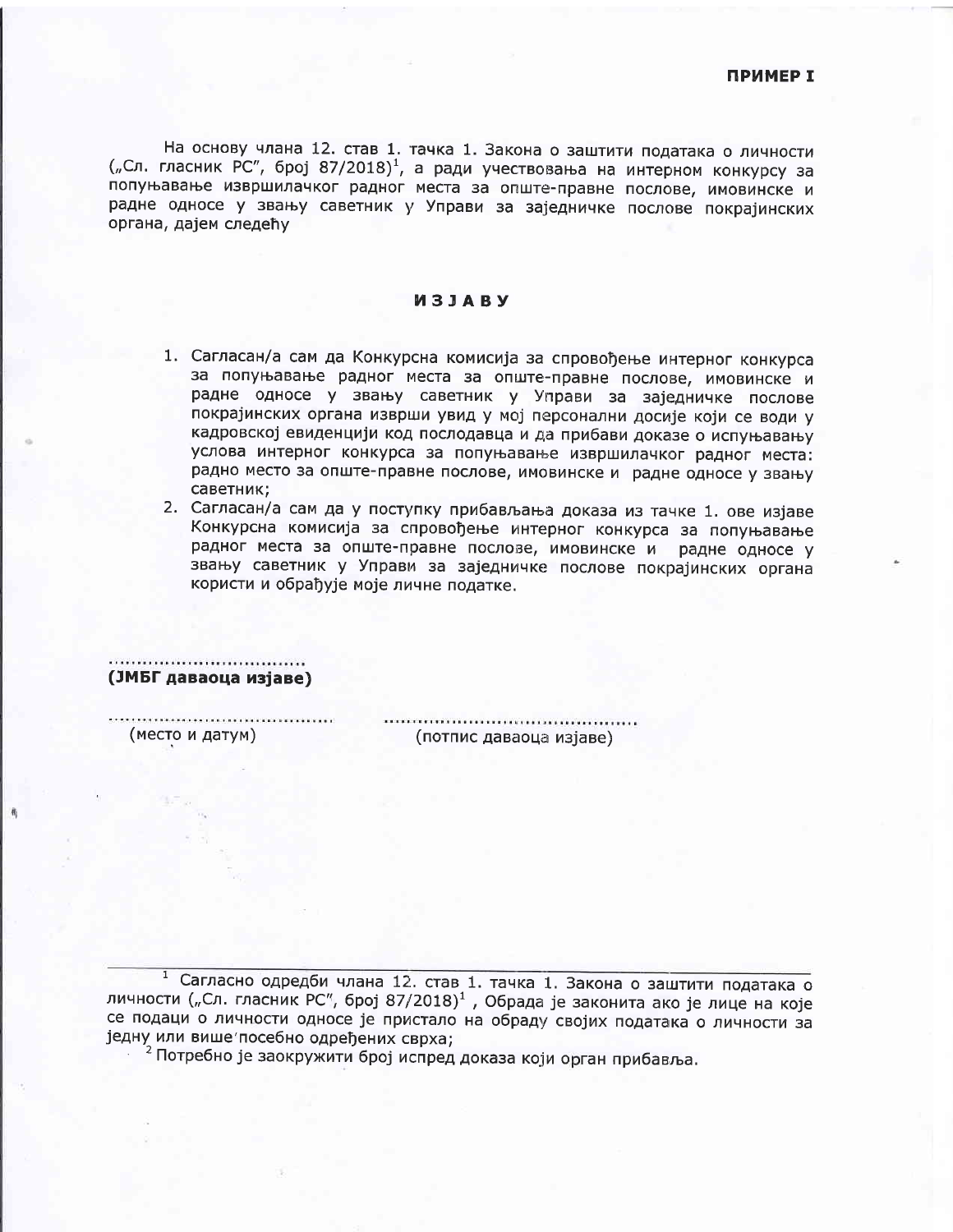**ПРИМЕР I**

На основу члана 12. став 1. тачка 1. Закона о заштити података о личности („Сл. гласник РС", број 87/2018)[1], а ради учествовања на интерном конкурсу за попуњавање извршилачког радног места за опште-правне послове, имовинске и радне односе у звању саветник у Управи за заједничке послове покрајинских органа, дајем следећу

# ИЗЈАВУ

1. Сагласан/а сам да Конкурсна комисија за спровођење интерног конкурса за попуњавање радног места за опште-правне послове, имовинске и радне односе у звању саветник у Управи за заједничке послове покрајинских органа изврши увид у мој персонални досије који се води у кадровској евиденцији код послодавца и да прибави доказе о испуњавању услова интерног конкурса за попуњавање извршилачког радног места: радно место за опште-правне послове, имовинске и радне односе у звању саветник;
2. Сагласан/а сам да у поступку прибављања доказа из тачке 1. ове изјаве Конкурсна комисија за спровођење интерног конкурса за попуњавање радног места за опште-правне послове, имовинске и радне односе у звању саветник у Управи за заједничке послове покрајинских органа користи и обрађује моје личне податке.

..................................
**(ЈМБГ даваоца изјаве)**

.......................................
(место и датум)

............................................
(потпис даваоца изјаве)

---

[1] Сагласно одредби члана 12. став 1. тачка 1. Закона о заштити података о личности („Сл. гласник РС", број 87/2018)[1], Обрада је законита ако је лице на које се подаци о личности односе је пристало на обраду својих података о личности за једну или више посебно одређених сврха;

[2] Потребно је заокружити број испред доказа који орган прибавља.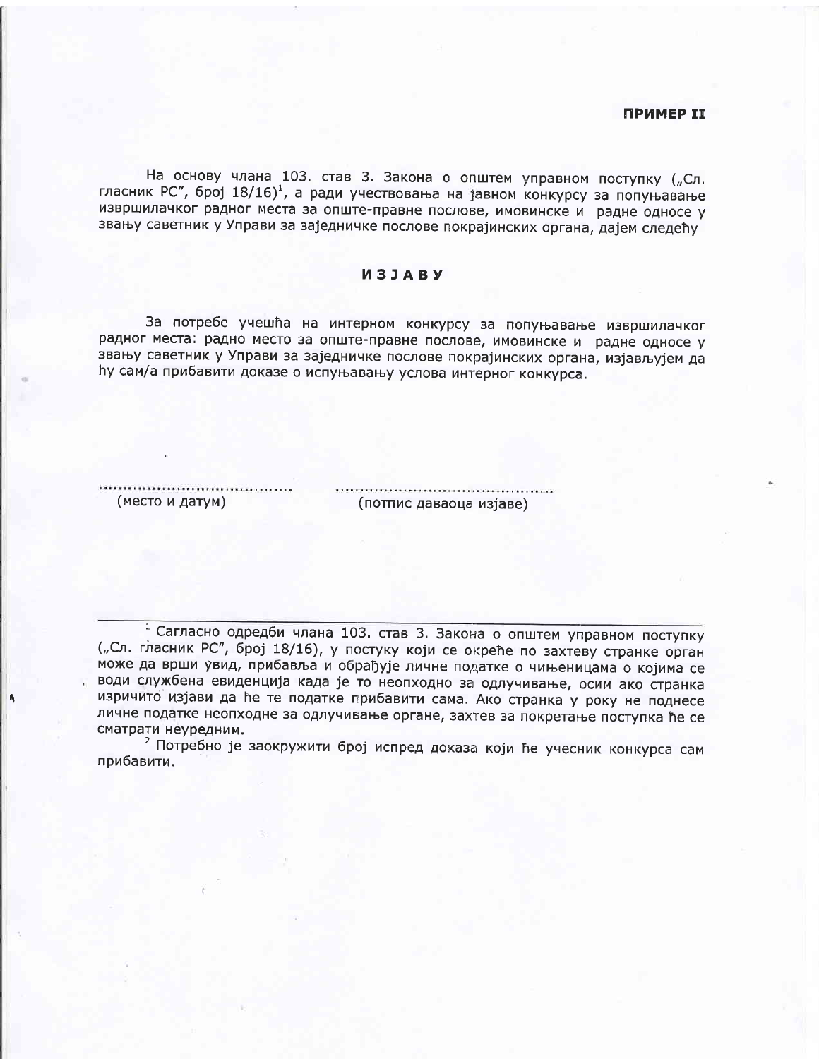**ПРИМЕР II**

На основу члана 103. став 3. Закона о општем управном поступку („Сл. гласник РС", број 18/16)[1], а ради учествовања на јавном конкурсу за попуњавање извршилачког радног места за опште-правне послове, имовинске и радне односе у звању саветник у Управи за заједничке послове покрајинских органа, дајем следећу

## ИЗЈАВУ

За потребе учешћа на интерном конкурсу за попуњавање извршилачког радног места: радно место за опште-правне послове, имовинске и радне односе у звању саветник у Управи за заједничке послове покрајинских органа, изјављујем да ћу сам/а прибавити доказе о испуњавању услова интерног конкурса.

.......................................... ..............................................

(место и датум) (потпис даваоца изјаве)

---

[1] Сагласно одредби члана 103. став 3. Закона о општем управном поступку („Сл. гласник РС", број 18/16), у постуку који се окреће по захтеву странке орган може да врши увид, прибавља и обрађује личне податке о чињеницама о којима се води службена евиденција када је то неопходно за одлучивање, осим ако странка изричито изјави да ће те податке прибавити сама. Ако странка у року не поднесе личне податке неопходне за одлучивање органе, захтев за покретање поступка ће се сматрати неуредним.

[2] Потребно је заокружити број испред доказа који ће учесник конкурса сам прибавити.